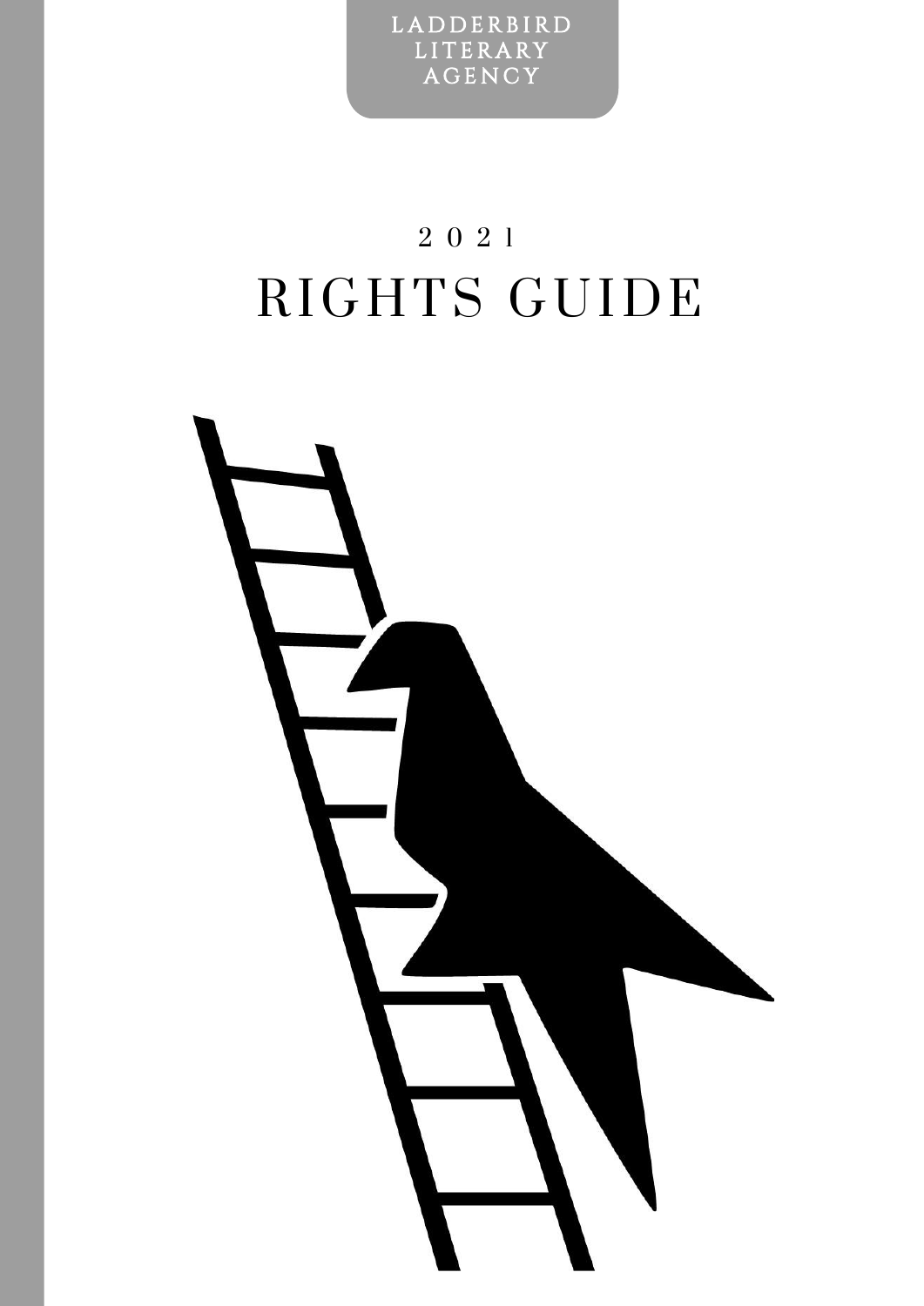LADDERBIRD LITERARY AGENCY

2021

# RIGHTS GUIDE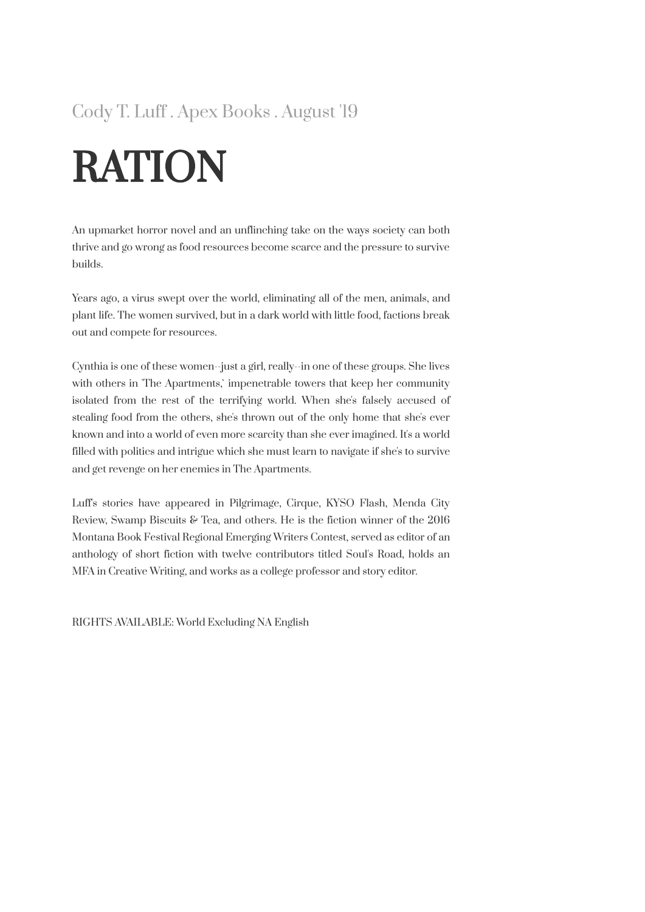Cody T. Luff . Apex Books . August '19

# RATION

An upmarket horror novel and an unflinching take on the ways society can both thrive and go wrong as food resources become scarce and the pressure to survive builds.

Years ago, a virus swept over the world, eliminating all of the men, animals, and plant life. The women survived, but in a dark world with little food, factions break out and compete for resources.

Cynthia is one of these women--just a girl, really--in one of these groups. She lives with others in 'The Apartments,' impenetrable towers that keep her community isolated from the rest of the terrifying world. When she's falsely accused of stealing food from the others, she's thrown out of the only home that she's ever known and into a world of even more scarcity than she ever imagined. It's a world filled with politics and intrigue which she must learn to navigate if she's to survive and get revenge on her enemies in The Apartments.

Luff's stories have appeared in Pilgrimage, Cirque, KYSO Flash, Menda City Review, Swamp Biscuits & Tea, and others. He is the fiction winner of the 2016 Montana Book Festival Regional Emerging Writers Contest, served as editor of an anthology of short fiction with twelve contributors titled Soul's Road, holds an MFA in Creative Writing, and works as a college professor and story editor.

RIGHTS AVAILABLE: World Excluding NA English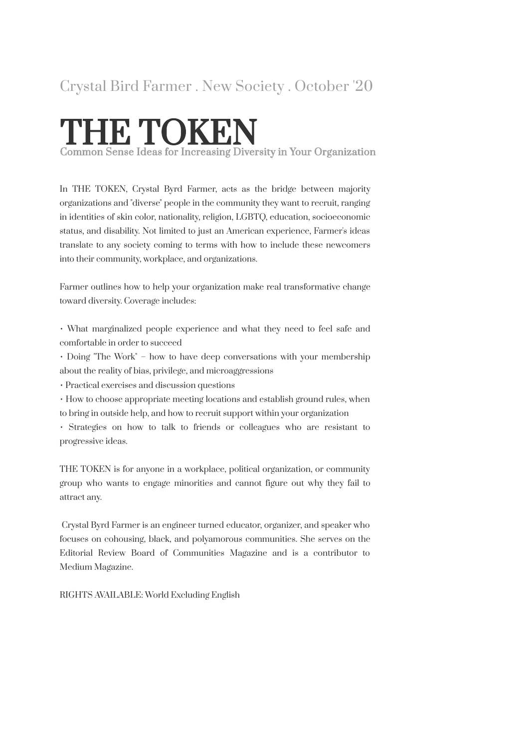Crystal Bird Farmer . New Society . October '20

# THE TOKEN

## Common Sense Ideas for Increasing Diversity in Your Organization

In THE TOKEN, Crystal Byrd Farmer, acts as the bridge between majority organizations and "diverse" people in the community they want to recruit, ranging in identities of skin color, nationality, religion, LGBTQ, education, socioeconomic status, and disability. Not limited to just an American experience, Farmer's ideas translate to any society coming to terms with how to include these newcomers into their community, workplace, and organizations.

Farmer outlines how to help your organization make real transformative change toward diversity. Coverage includes:

• What marginalized people experience and what they need to feel safe and comfortable in order to succeed
• Doing "The Work" – how to have deep conversations with your membership about the reality of bias, privilege, and microaggressions
• Practical exercises and discussion questions
• How to choose appropriate meeting locations and establish ground rules, when to bring in outside help, and how to recruit support within your organization
• Strategies on how to talk to friends or colleagues who are resistant to progressive ideas.

THE TOKEN is for anyone in a workplace, political organization, or community group who wants to engage minorities and cannot figure out why they fail to attract any.

Crystal Byrd Farmer is an engineer turned educator, organizer, and speaker who focuses on cohousing, black, and polyamorous communities. She serves on the Editorial Review Board of Communities Magazine and is a contributor to Medium Magazine.

RIGHTS AVAILABLE: World Excluding English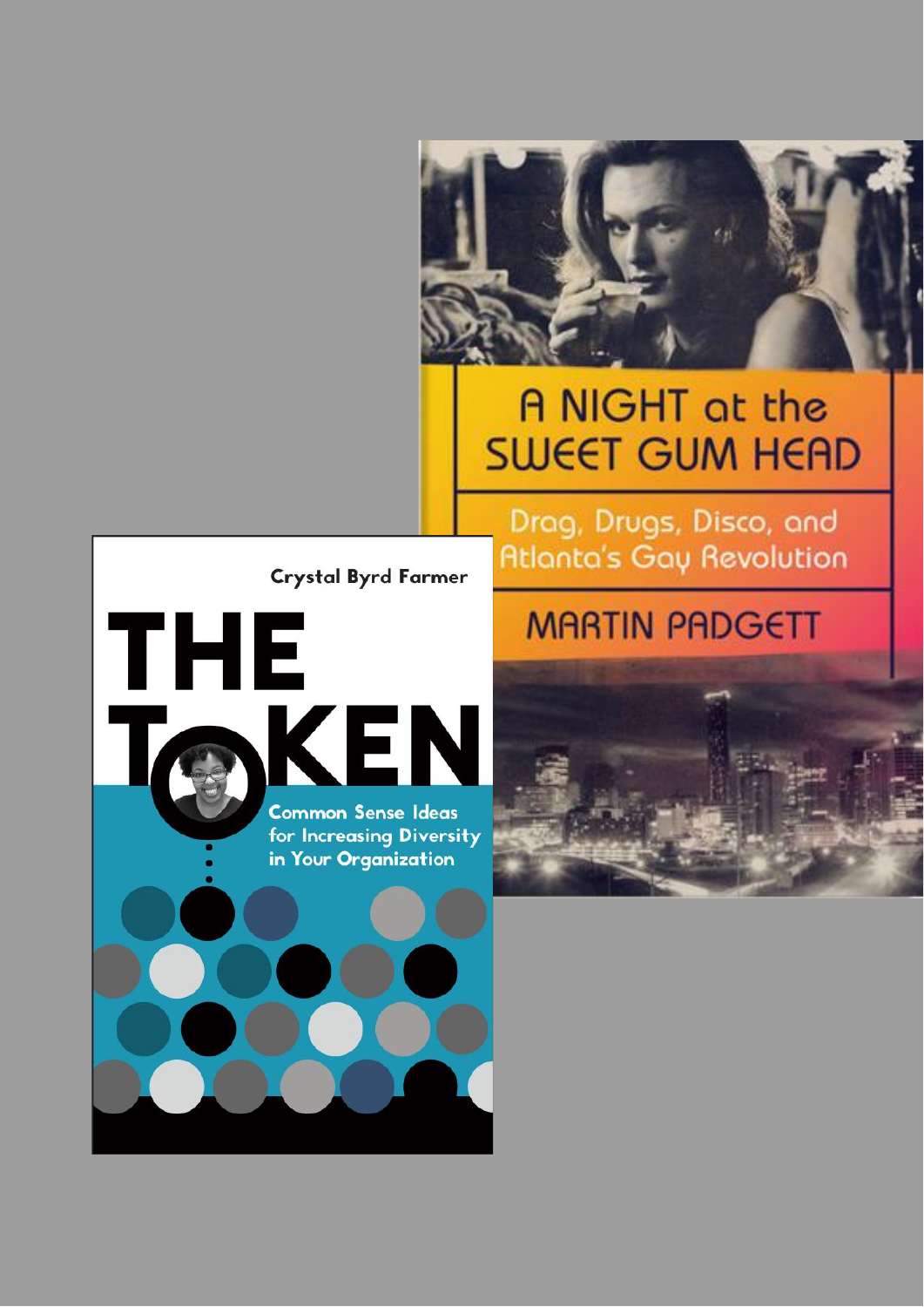A NIGHT at the SWEET GUM HEAD

Drag, Drugs, Disco, and Atlanta's Gay Revolution

MARTIN PADGETT

Crystal Byrd Farmer

THE TOKEN

Common Sense Ideas for Increasing Diversity in Your Organization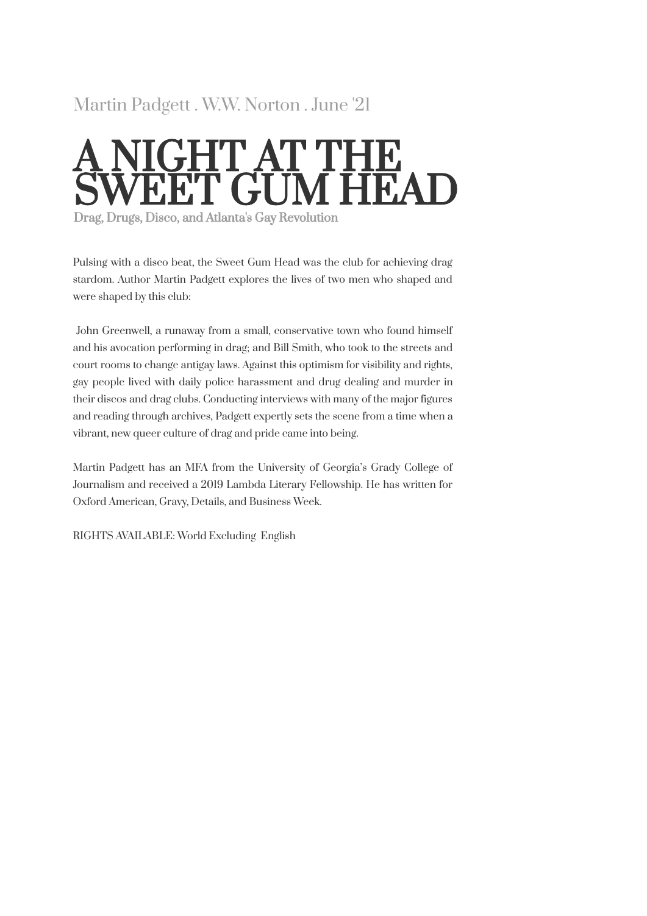Martin Padgett . W.W. Norton . June '21

# A NIGHT AT THE SWEET GUM HEAD

**Drag, Drugs, Disco, and Atlanta's Gay Revolution**

Pulsing with a disco beat, the Sweet Gum Head was the club for achieving drag stardom. Author Martin Padgett explores the lives of two men who shaped and were shaped by this club:

John Greenwell, a runaway from a small, conservative town who found himself and his avocation performing in drag; and Bill Smith, who took to the streets and court rooms to change antigay laws. Against this optimism for visibility and rights, gay people lived with daily police harassment and drug dealing and murder in their discos and drag clubs. Conducting interviews with many of the major figures and reading through archives, Padgett expertly sets the scene from a time when a vibrant, new queer culture of drag and pride came into being.

Martin Padgett has an MFA from the University of Georgia's Grady College of Journalism and received a 2019 Lambda Literary Fellowship. He has written for Oxford American, Gravy, Details, and Business Week.

RIGHTS AVAILABLE: World Excluding English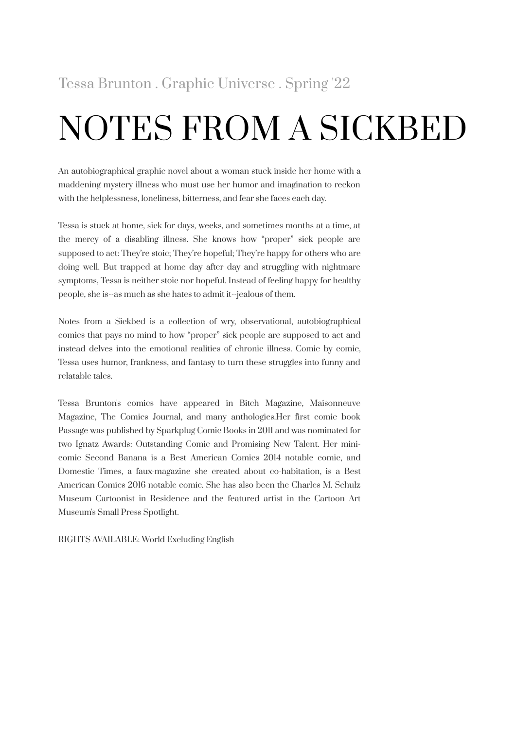Tessa Brunton . Graphic Universe . Spring '22

# NOTES FROM A SICKBED

An autobiographical graphic novel about a woman stuck inside her home with a maddening mystery illness who must use her humor and imagination to reckon with the helplessness, loneliness, bitterness, and fear she faces each day.

Tessa is stuck at home, sick for days, weeks, and sometimes months at a time, at the mercy of a disabling illness. She knows how “proper” sick people are supposed to act: They’re stoic; They’re hopeful; They’re happy for others who are doing well. But trapped at home day after day and struggling with nightmare symptoms, Tessa is neither stoic nor hopeful. Instead of feeling happy for healthy people, she is--as much as she hates to admit it--jealous of them.

Notes from a Sickbed is a collection of wry, observational, autobiographical comics that pays no mind to how “proper” sick people are supposed to act and instead delves into the emotional realities of chronic illness. Comic by comic, Tessa uses humor, frankness, and fantasy to turn these struggles into funny and relatable tales.

Tessa Brunton's comics have appeared in Bitch Magazine, Maisonneuve Magazine, The Comics Journal, and many anthologies.Her first comic book Passage was published by Sparkplug Comic Books in 2011 and was nominated for two Ignatz Awards: Outstanding Comic and Promising New Talent. Her mini-comic Second Banana is a Best American Comics 2014 notable comic, and Domestic Times, a faux-magazine she created about co-habitation, is a Best American Comics 2016 notable comic. She has also been the Charles M. Schulz Museum Cartoonist in Residence and the featured artist in the Cartoon Art Museum's Small Press Spotlight.

RIGHTS AVAILABLE: World Excluding English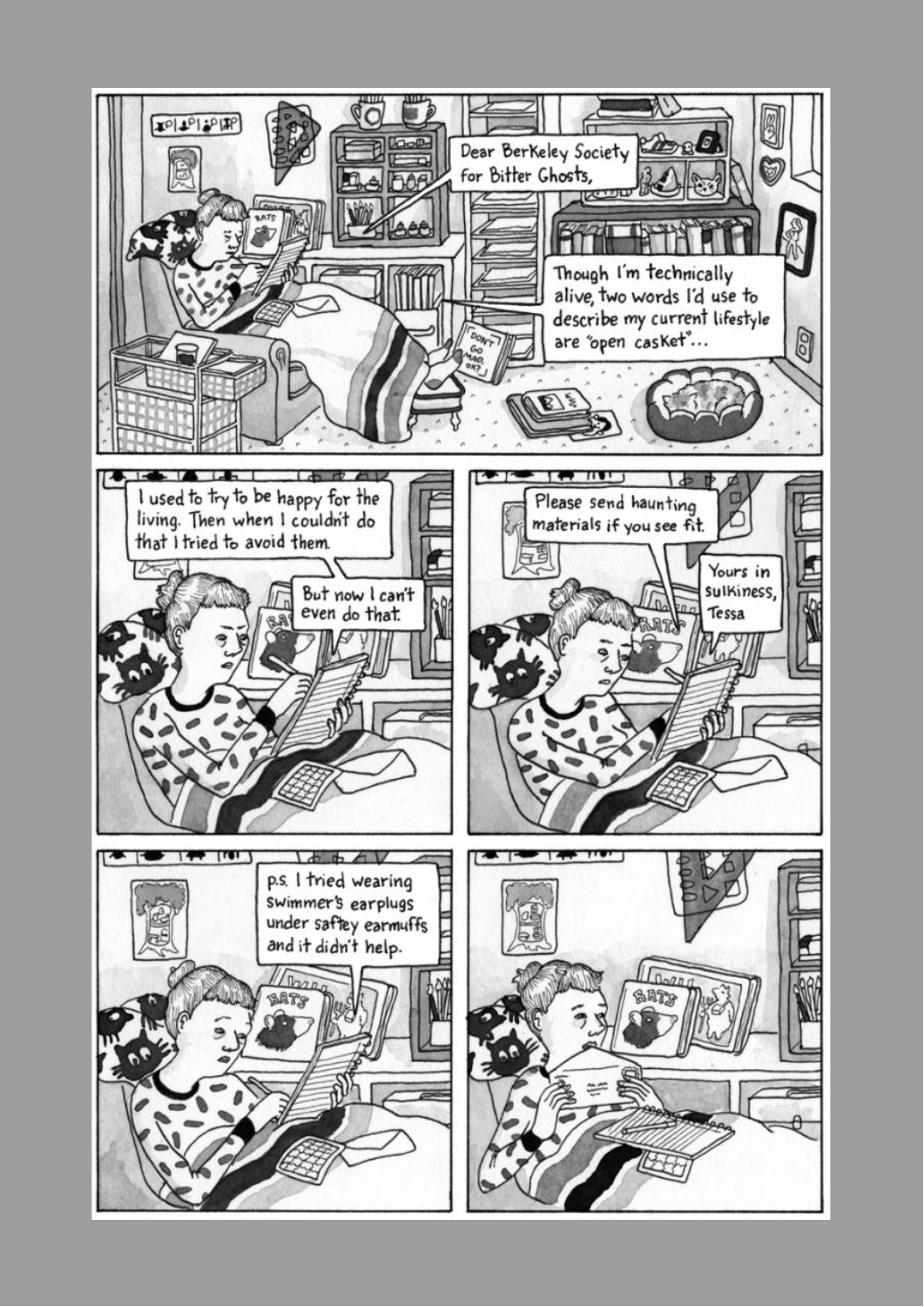Dear Berkeley Society for Bitter Ghosts,

Though I'm technically alive, two words I'd use to describe my current lifestyle are "open casket"...

I used to try to be happy for the living. Then when I couldn't do that I tried to avoid them.

But now I can't even do that.

Please send haunting materials if you see fit.

Yours in sulkiness,
Tessa

p.s. I tried wearing swimmer's earplugs under saftey earmuffs and it didn't help.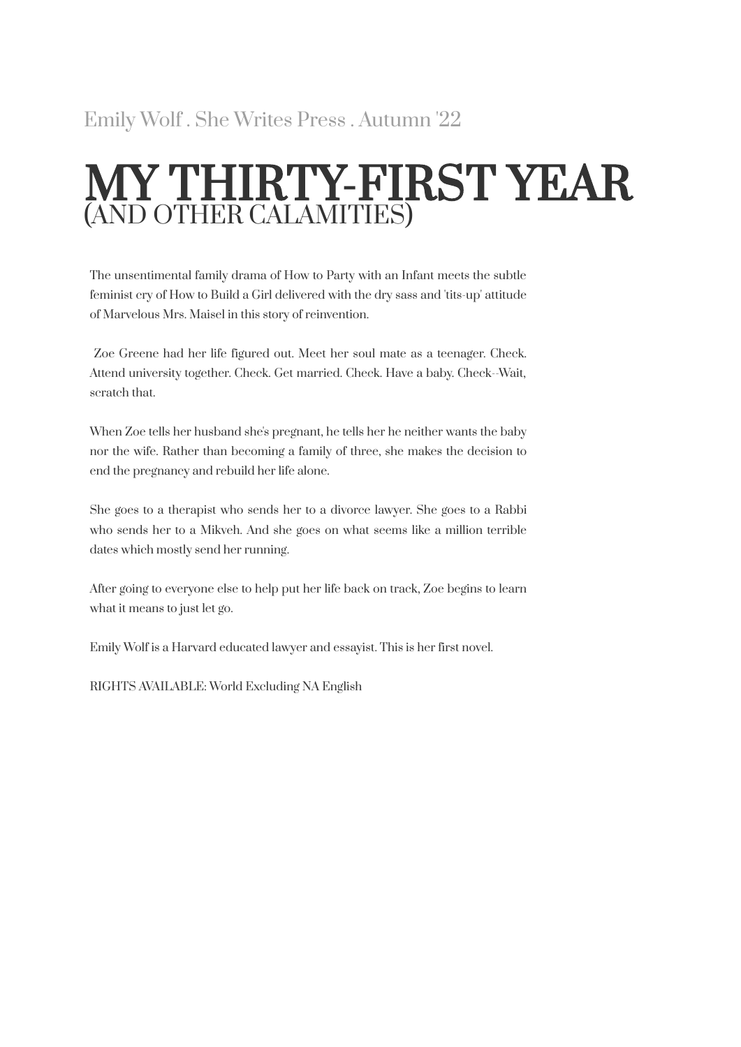Emily Wolf . She Writes Press . Autumn '22

# MY THIRTY-FIRST YEAR
## (AND OTHER CALAMITIES)

The unsentimental family drama of How to Party with an Infant meets the subtle feminist cry of How to Build a Girl delivered with the dry sass and 'tits-up' attitude of Marvelous Mrs. Maisel in this story of reinvention.

Zoe Greene had her life figured out. Meet her soul mate as a teenager. Check. Attend university together. Check. Get married. Check. Have a baby. Check--Wait, scratch that.

When Zoe tells her husband she's pregnant, he tells her he neither wants the baby nor the wife. Rather than becoming a family of three, she makes the decision to end the pregnancy and rebuild her life alone.

She goes to a therapist who sends her to a divorce lawyer. She goes to a Rabbi who sends her to a Mikveh. And she goes on what seems like a million terrible dates which mostly send her running.

After going to everyone else to help put her life back on track, Zoe begins to learn what it means to just let go.

Emily Wolf is a Harvard educated lawyer and essayist. This is her first novel.

RIGHTS AVAILABLE: World Excluding NA English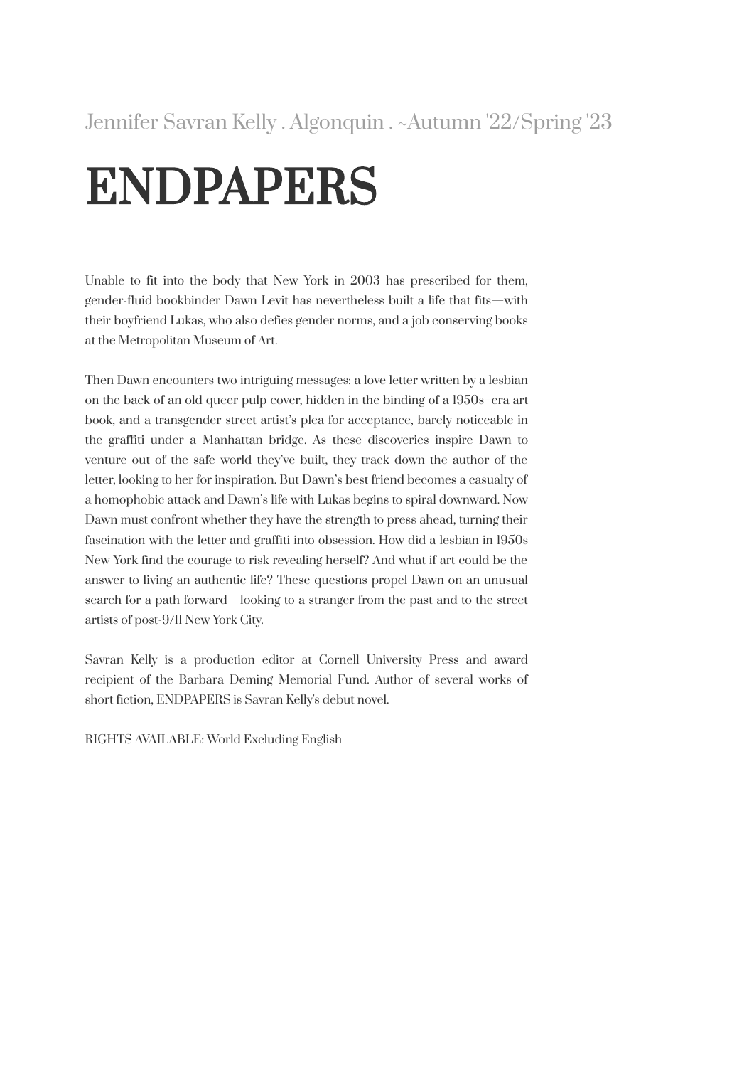Jennifer Savran Kelly . Algonquin . ~Autumn '22/Spring '23

# ENDPAPERS

Unable to fit into the body that New York in 2003 has prescribed for them, gender-fluid bookbinder Dawn Levit has nevertheless built a life that fits—with their boyfriend Lukas, who also defies gender norms, and a job conserving books at the Metropolitan Museum of Art.

Then Dawn encounters two intriguing messages: a love letter written by a lesbian on the back of an old queer pulp cover, hidden in the binding of a 1950s–era art book, and a transgender street artist's plea for acceptance, barely noticeable in the graffiti under a Manhattan bridge. As these discoveries inspire Dawn to venture out of the safe world they've built, they track down the author of the letter, looking to her for inspiration. But Dawn's best friend becomes a casualty of a homophobic attack and Dawn's life with Lukas begins to spiral downward. Now Dawn must confront whether they have the strength to press ahead, turning their fascination with the letter and graffiti into obsession. How did a lesbian in 1950s New York find the courage to risk revealing herself? And what if art could be the answer to living an authentic life? These questions propel Dawn on an unusual search for a path forward—looking to a stranger from the past and to the street artists of post-9/11 New York City.

Savran Kelly is a production editor at Cornell University Press and award recipient of the Barbara Deming Memorial Fund. Author of several works of short fiction, ENDPAPERS is Savran Kelly's debut novel.

RIGHTS AVAILABLE: World Excluding English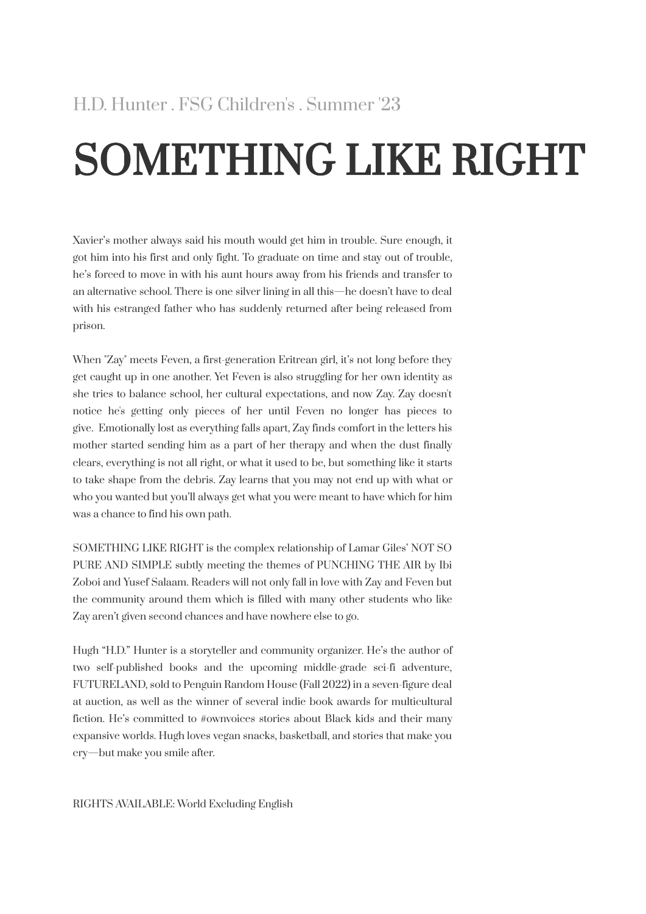H.D. Hunter . FSG Children's . Summer '23

# SOMETHING LIKE RIGHT

Xavier's mother always said his mouth would get him in trouble. Sure enough, it got him into his first and only fight. To graduate on time and stay out of trouble, he's forced to move in with his aunt hours away from his friends and transfer to an alternative school. There is one silver lining in all this—he doesn't have to deal with his estranged father who has suddenly returned after being released from prison.

When "Zay" meets Feven, a first-generation Eritrean girl, it's not long before they get caught up in one another. Yet Feven is also struggling for her own identity as she tries to balance school, her cultural expectations, and now Zay. Zay doesn't notice he's getting only pieces of her until Feven no longer has pieces to give. Emotionally lost as everything falls apart, Zay finds comfort in the letters his mother started sending him as a part of her therapy and when the dust finally clears, everything is not all right, or what it used to be, but something like it starts to take shape from the debris. Zay learns that you may not end up with what or who you wanted but you'll always get what you were meant to have which for him was a chance to find his own path.

SOMETHING LIKE RIGHT is the complex relationship of Lamar Giles' NOT SO PURE AND SIMPLE subtly meeting the themes of PUNCHING THE AIR by Ibi Zoboi and Yusef Salaam. Readers will not only fall in love with Zay and Feven but the community around them which is filled with many other students who like Zay aren't given second chances and have nowhere else to go.

Hugh "H.D." Hunter is a storyteller and community organizer. He's the author of two self-published books and the upcoming middle-grade sci-fi adventure, FUTURELAND, sold to Penguin Random House (Fall 2022) in a seven-figure deal at auction, as well as the winner of several indie book awards for multicultural fiction. He's committed to #ownvoices stories about Black kids and their many expansive worlds. Hugh loves vegan snacks, basketball, and stories that make you cry—but make you smile after.

RIGHTS AVAILABLE: World Excluding English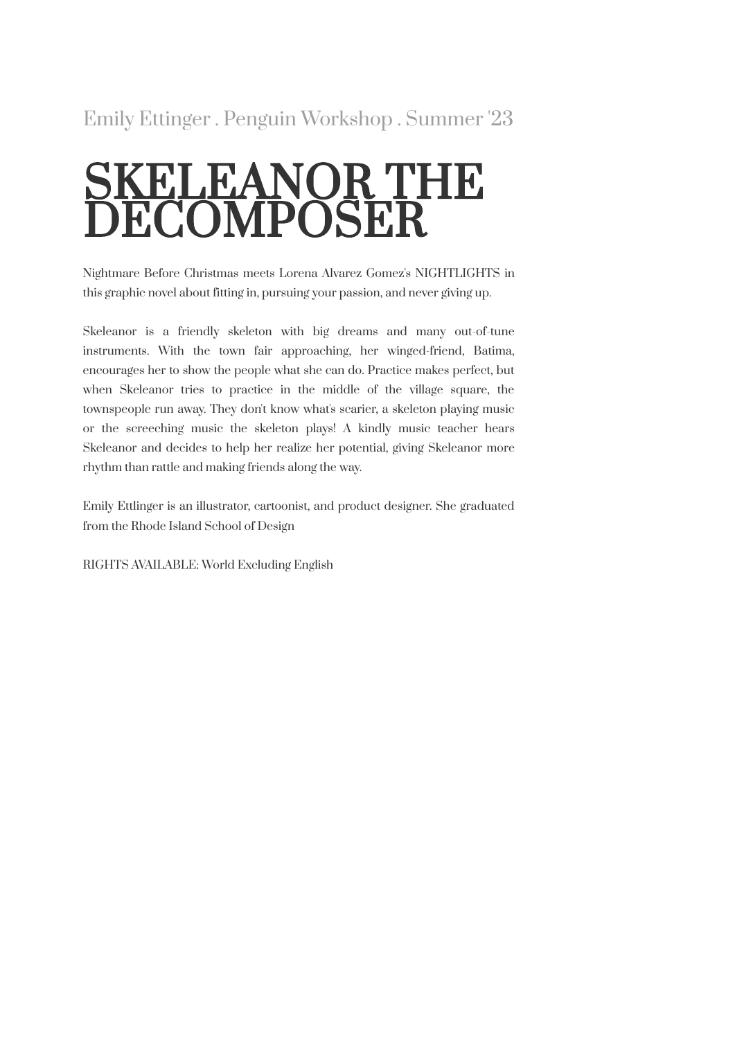Emily Ettinger . Penguin Workshop . Summer '23

# SKELEANOR THE DECOMPOSER

Nightmare Before Christmas meets Lorena Alvarez Gomez's NIGHTLIGHTS in this graphic novel about fitting in, pursuing your passion, and never giving up.

Skeleanor is a friendly skeleton with big dreams and many out-of-tune instruments. With the town fair approaching, her winged-friend, Batima, encourages her to show the people what she can do. Practice makes perfect, but when Skeleanor tries to practice in the middle of the village square, the townspeople run away. They don't know what's scarier, a skeleton playing music or the screeching music the skeleton plays! A kindly music teacher hears Skeleanor and decides to help her realize her potential, giving Skeleanor more rhythm than rattle and making friends along the way.

Emily Ettlinger is an illustrator, cartoonist, and product designer. She graduated from the Rhode Island School of Design

RIGHTS AVAILABLE: World Excluding English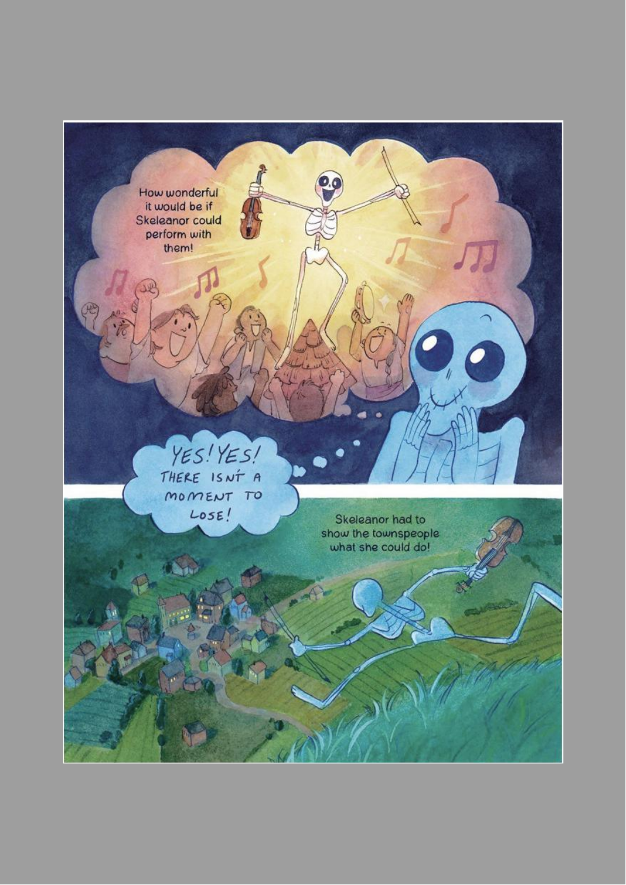How wonderful it would be if Skeleanor could perform with them!

YES! YES! THERE ISN'T A MOMENT TO LOSE!

Skeleanor had to show the townspeople what she could do!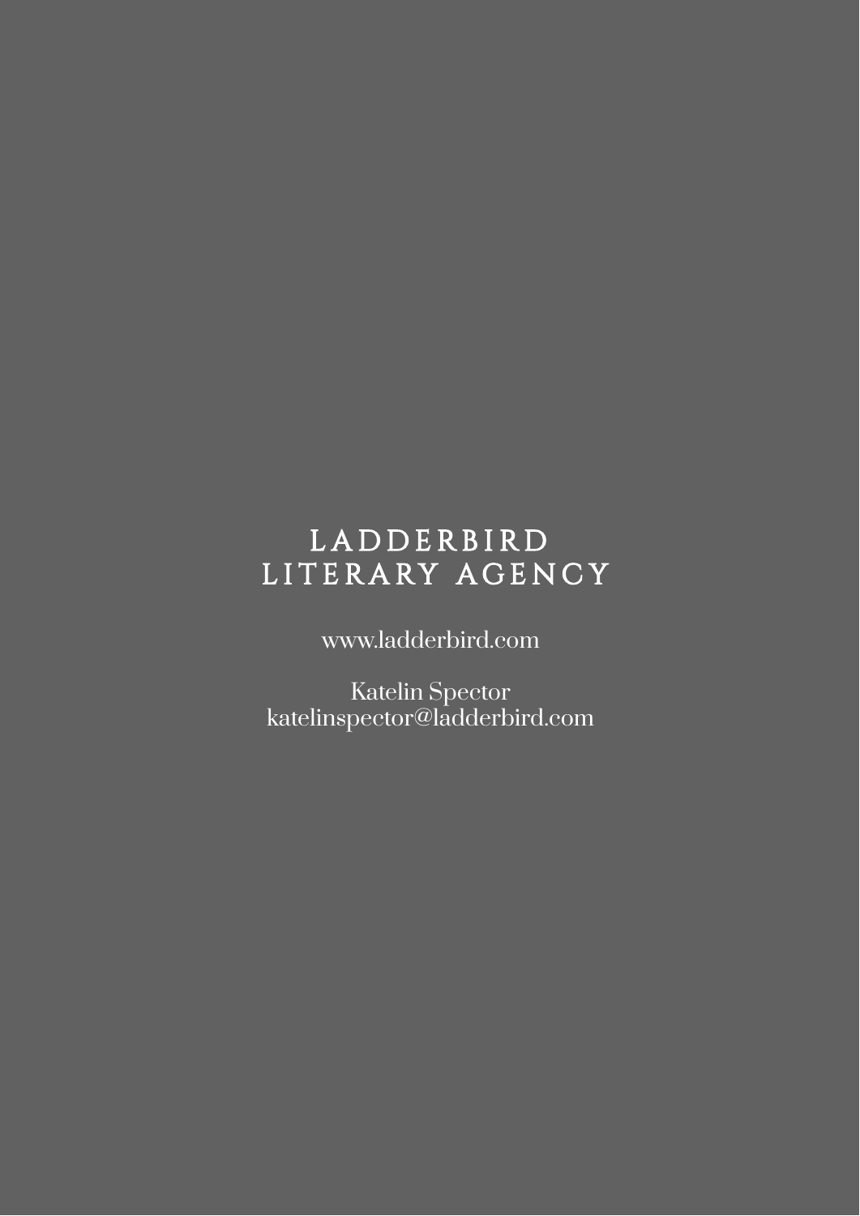# LADDERBIRD LITERARY AGENCY

www.ladderbird.com

Katelin Spector
katelinspector@ladderbird.com